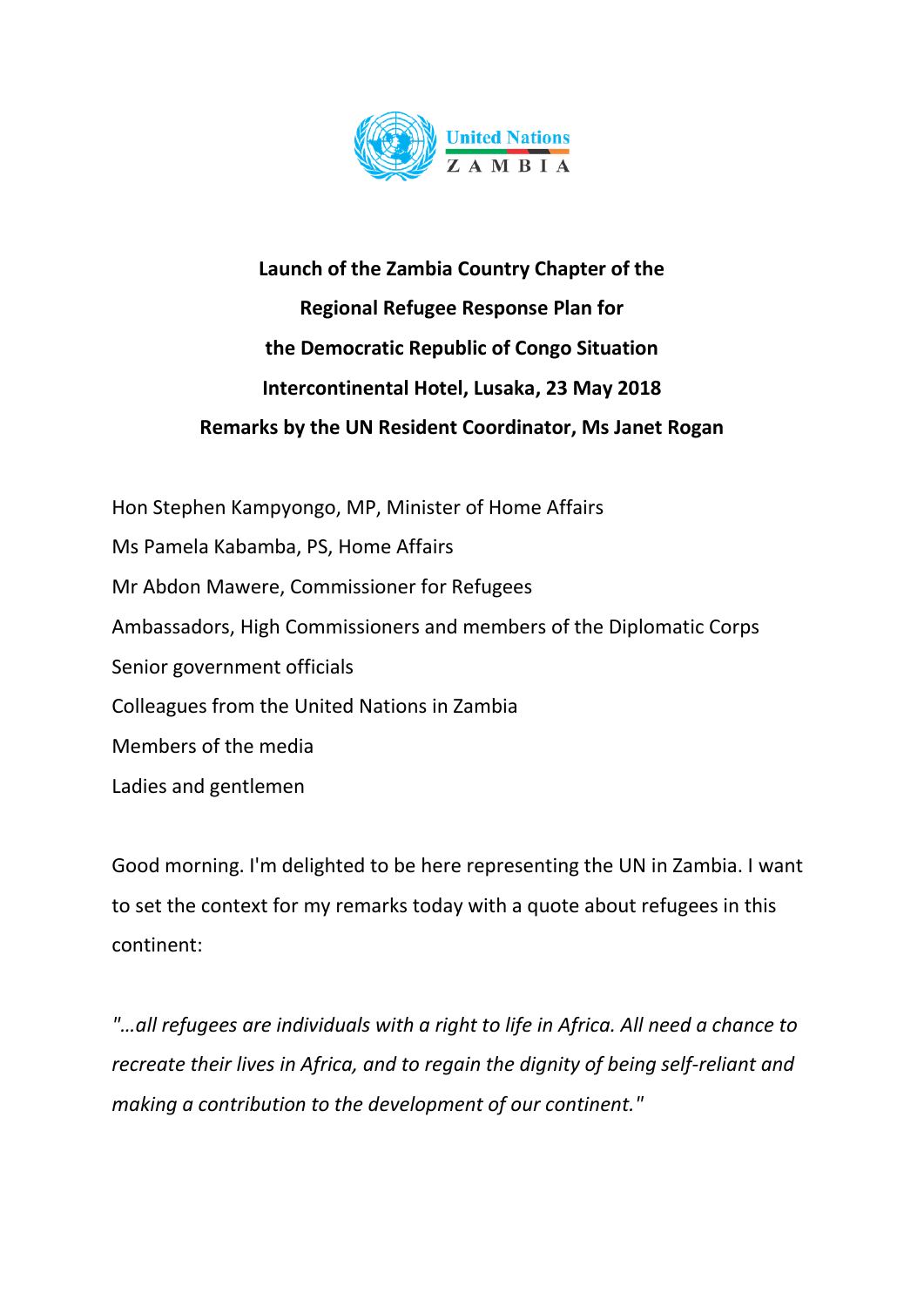United Nations
ZAMBIA

**Launch of the Zambia Country Chapter of the**

**Regional Refugee Response Plan for**

**the Democratic Republic of Congo Situation**

**Intercontinental Hotel, Lusaka, 23 May 2018**

**Remarks by the UN Resident Coordinator, Ms Janet Rogan**

Hon Stephen Kampyongo, MP, Minister of Home Affairs

Ms Pamela Kabamba, PS, Home Affairs

Mr Abdon Mawere, Commissioner for Refugees

Ambassadors, High Commissioners and members of the Diplomatic Corps

Senior government officials

Colleagues from the United Nations in Zambia

Members of the media

Ladies and gentlemen

Good morning. I'm delighted to be here representing the UN in Zambia. I want to set the context for my remarks today with a quote about refugees in this continent:

*"…all refugees are individuals with a right to life in Africa. All need a chance to recreate their lives in Africa, and to regain the dignity of being self-reliant and making a contribution to the development of our continent."*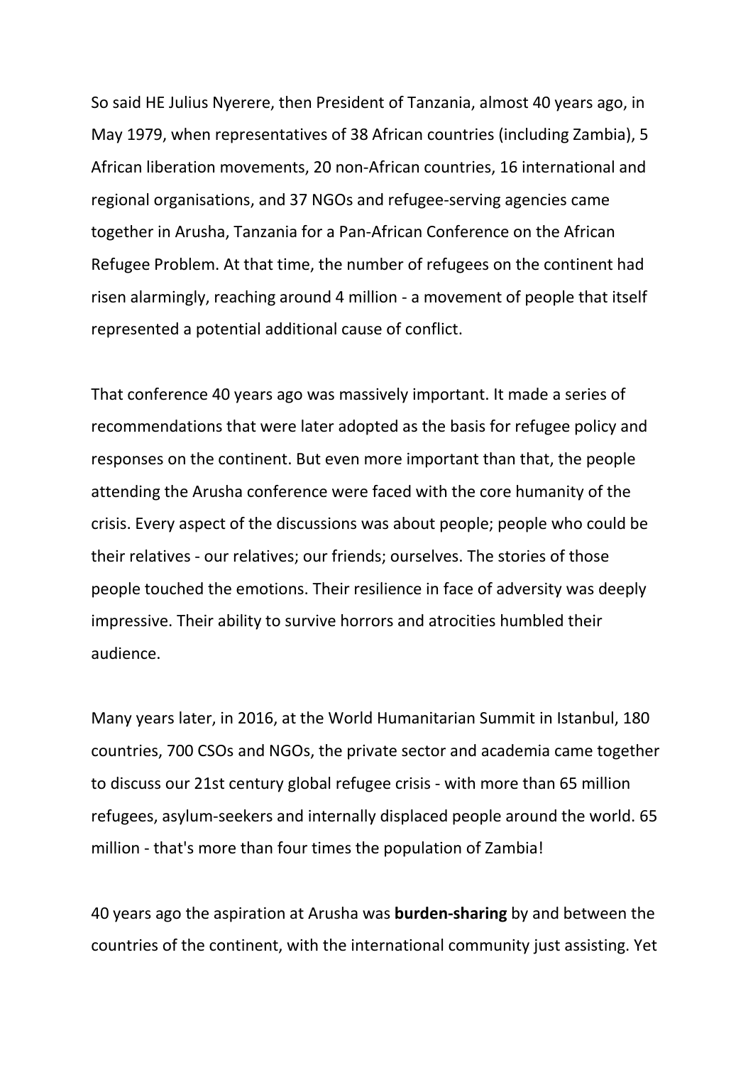So said HE Julius Nyerere, then President of Tanzania, almost 40 years ago, in May 1979, when representatives of 38 African countries (including Zambia), 5 African liberation movements, 20 non-African countries, 16 international and regional organisations, and 37 NGOs and refugee-serving agencies came together in Arusha, Tanzania for a Pan-African Conference on the African Refugee Problem. At that time, the number of refugees on the continent had risen alarmingly, reaching around 4 million - a movement of people that itself represented a potential additional cause of conflict.

That conference 40 years ago was massively important. It made a series of recommendations that were later adopted as the basis for refugee policy and responses on the continent. But even more important than that, the people attending the Arusha conference were faced with the core humanity of the crisis. Every aspect of the discussions was about people; people who could be their relatives - our relatives; our friends; ourselves. The stories of those people touched the emotions. Their resilience in face of adversity was deeply impressive. Their ability to survive horrors and atrocities humbled their audience.

Many years later, in 2016, at the World Humanitarian Summit in Istanbul, 180 countries, 700 CSOs and NGOs, the private sector and academia came together to discuss our 21st century global refugee crisis - with more than 65 million refugees, asylum-seekers and internally displaced people around the world. 65 million - that's more than four times the population of Zambia!

40 years ago the aspiration at Arusha was **burden-sharing** by and between the countries of the continent, with the international community just assisting. Yet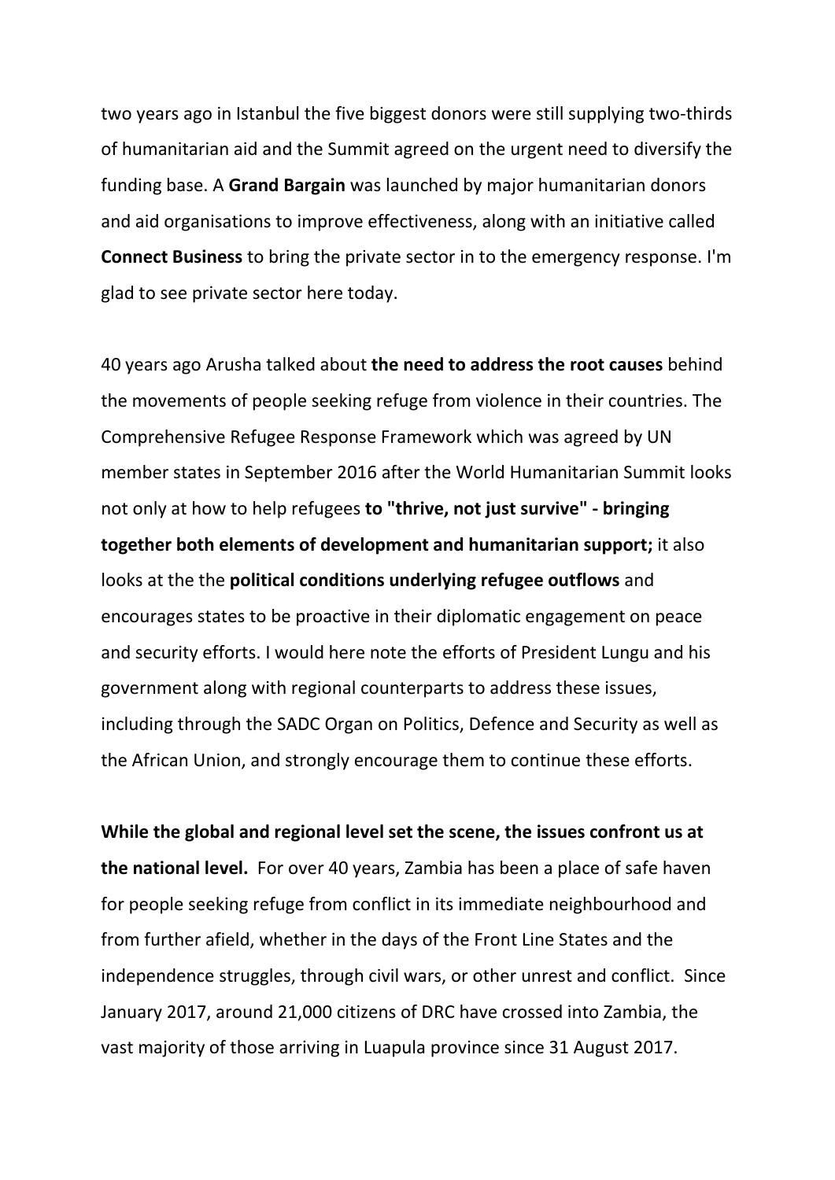two years ago in Istanbul the five biggest donors were still supplying two-thirds of humanitarian aid and the Summit agreed on the urgent need to diversify the funding base. A **Grand Bargain** was launched by major humanitarian donors and aid organisations to improve effectiveness, along with an initiative called **Connect Business** to bring the private sector in to the emergency response. I'm glad to see private sector here today.

40 years ago Arusha talked about **the need to address the root causes** behind the movements of people seeking refuge from violence in their countries. The Comprehensive Refugee Response Framework which was agreed by UN member states in September 2016 after the World Humanitarian Summit looks not only at how to help refugees **to "thrive, not just survive" - bringing together both elements of development and humanitarian support;** it also looks at the the **political conditions underlying refugee outflows** and encourages states to be proactive in their diplomatic engagement on peace and security efforts. I would here note the efforts of President Lungu and his government along with regional counterparts to address these issues, including through the SADC Organ on Politics, Defence and Security as well as the African Union, and strongly encourage them to continue these efforts.

**While the global and regional level set the scene, the issues confront us at the national level.** For over 40 years, Zambia has been a place of safe haven for people seeking refuge from conflict in its immediate neighbourhood and from further afield, whether in the days of the Front Line States and the independence struggles, through civil wars, or other unrest and conflict. Since January 2017, around 21,000 citizens of DRC have crossed into Zambia, the vast majority of those arriving in Luapula province since 31 August 2017.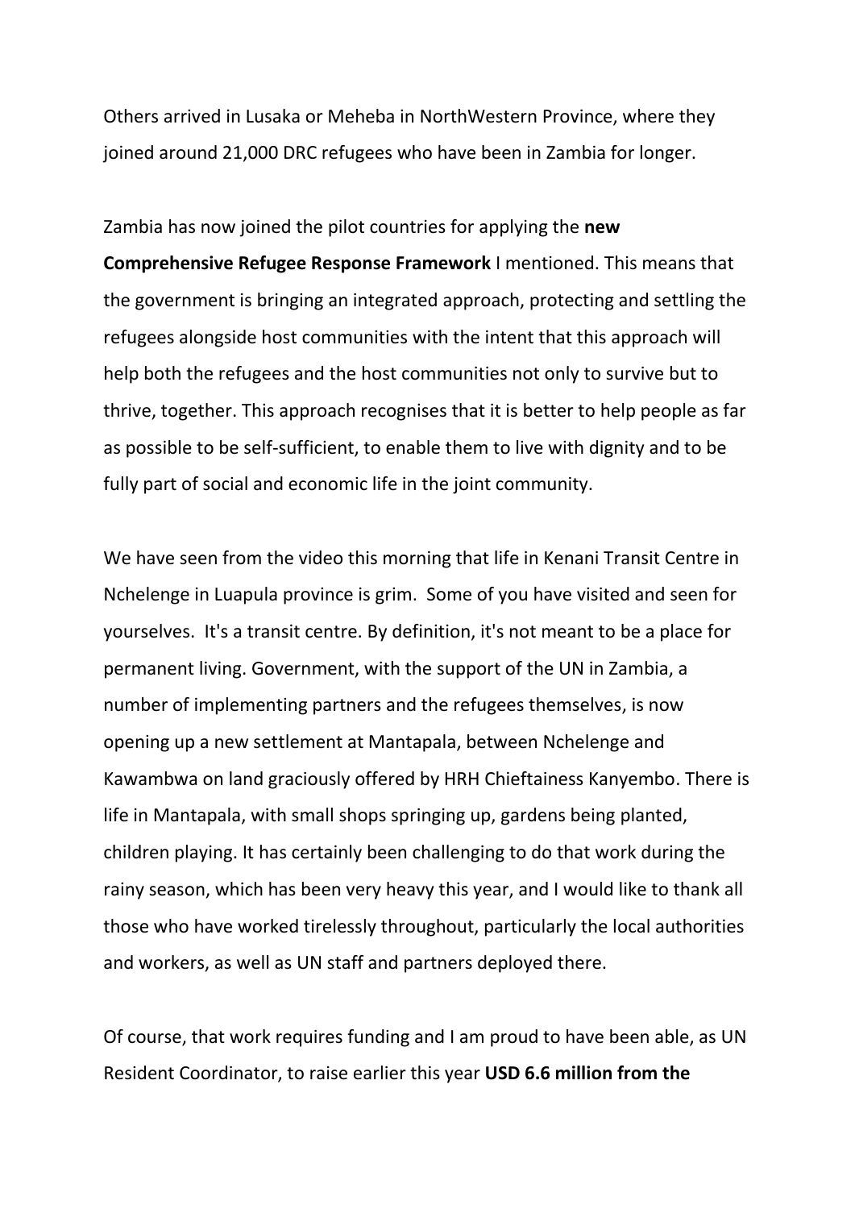Others arrived in Lusaka or Meheba in NorthWestern Province, where they joined around 21,000 DRC refugees who have been in Zambia for longer.

Zambia has now joined the pilot countries for applying the **new Comprehensive Refugee Response Framework** I mentioned. This means that the government is bringing an integrated approach, protecting and settling the refugees alongside host communities with the intent that this approach will help both the refugees and the host communities not only to survive but to thrive, together. This approach recognises that it is better to help people as far as possible to be self-sufficient, to enable them to live with dignity and to be fully part of social and economic life in the joint community.

We have seen from the video this morning that life in Kenani Transit Centre in Nchelenge in Luapula province is grim. Some of you have visited and seen for yourselves. It's a transit centre. By definition, it's not meant to be a place for permanent living. Government, with the support of the UN in Zambia, a number of implementing partners and the refugees themselves, is now opening up a new settlement at Mantapala, between Nchelenge and Kawambwa on land graciously offered by HRH Chieftainess Kanyembo. There is life in Mantapala, with small shops springing up, gardens being planted, children playing. It has certainly been challenging to do that work during the rainy season, which has been very heavy this year, and I would like to thank all those who have worked tirelessly throughout, particularly the local authorities and workers, as well as UN staff and partners deployed there.

Of course, that work requires funding and I am proud to have been able, as UN Resident Coordinator, to raise earlier this year **USD 6.6 million from the**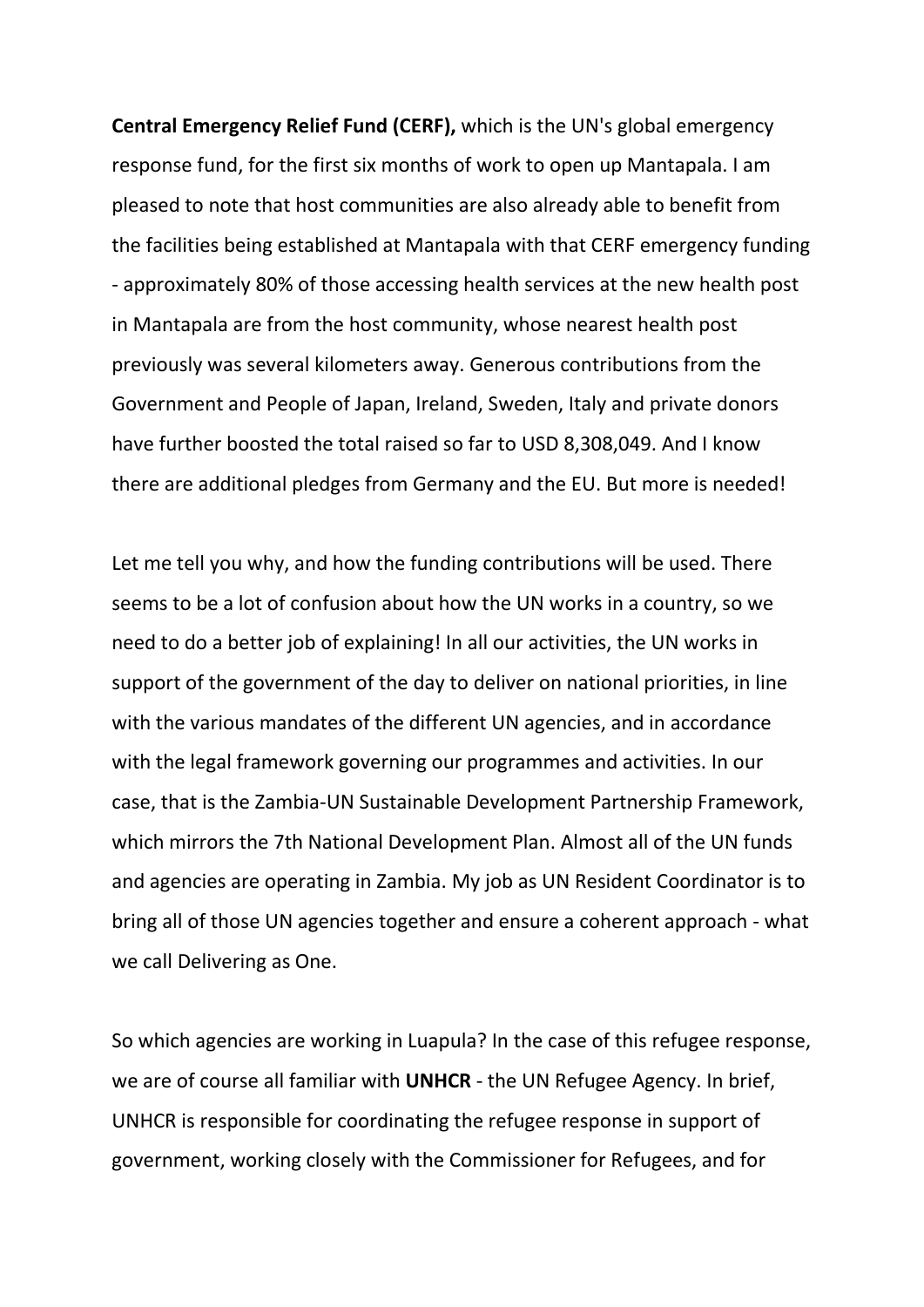**Central Emergency Relief Fund (CERF),** which is the UN's global emergency response fund, for the first six months of work to open up Mantapala. I am pleased to note that host communities are also already able to benefit from the facilities being established at Mantapala with that CERF emergency funding - approximately 80% of those accessing health services at the new health post in Mantapala are from the host community, whose nearest health post previously was several kilometers away. Generous contributions from the Government and People of Japan, Ireland, Sweden, Italy and private donors have further boosted the total raised so far to USD 8,308,049. And I know there are additional pledges from Germany and the EU. But more is needed!

Let me tell you why, and how the funding contributions will be used. There seems to be a lot of confusion about how the UN works in a country, so we need to do a better job of explaining! In all our activities, the UN works in support of the government of the day to deliver on national priorities, in line with the various mandates of the different UN agencies, and in accordance with the legal framework governing our programmes and activities. In our case, that is the Zambia-UN Sustainable Development Partnership Framework, which mirrors the 7th National Development Plan. Almost all of the UN funds and agencies are operating in Zambia. My job as UN Resident Coordinator is to bring all of those UN agencies together and ensure a coherent approach - what we call Delivering as One.

So which agencies are working in Luapula? In the case of this refugee response, we are of course all familiar with **UNHCR** - the UN Refugee Agency. In brief, UNHCR is responsible for coordinating the refugee response in support of government, working closely with the Commissioner for Refugees, and for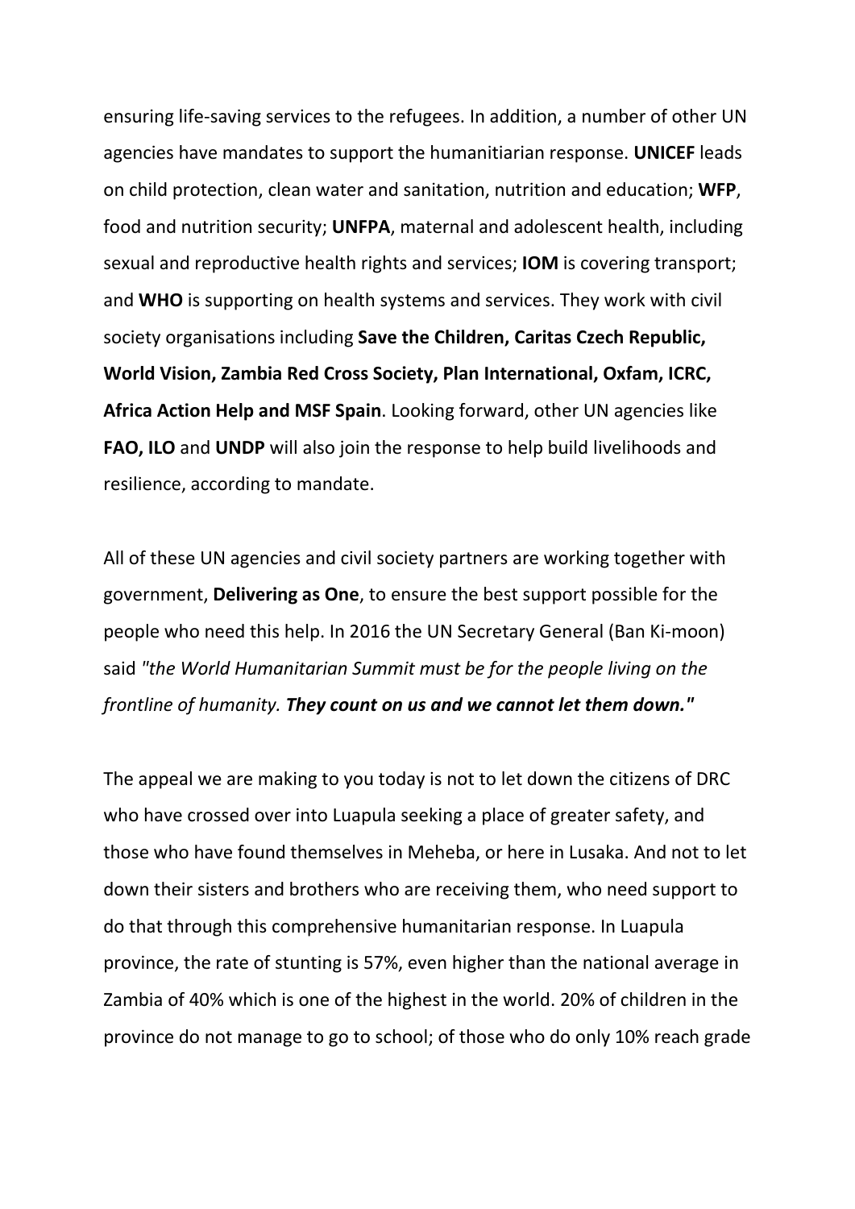ensuring life-saving services to the refugees. In addition, a number of other UN agencies have mandates to support the humanitiarian response. **UNICEF** leads on child protection, clean water and sanitation, nutrition and education; **WFP**, food and nutrition security; **UNFPA**, maternal and adolescent health, including sexual and reproductive health rights and services; **IOM** is covering transport; and **WHO** is supporting on health systems and services. They work with civil society organisations including **Save the Children, Caritas Czech Republic, World Vision, Zambia Red Cross Society, Plan International, Oxfam, ICRC, Africa Action Help and MSF Spain**. Looking forward, other UN agencies like **FAO, ILO** and **UNDP** will also join the response to help build livelihoods and resilience, according to mandate.

All of these UN agencies and civil society partners are working together with government, **Delivering as One**, to ensure the best support possible for the people who need this help. In 2016 the UN Secretary General (Ban Ki-moon) said *"the World Humanitarian Summit must be for the people living on the frontline of humanity.* ***They count on us and we cannot let them down."***

The appeal we are making to you today is not to let down the citizens of DRC who have crossed over into Luapula seeking a place of greater safety, and those who have found themselves in Meheba, or here in Lusaka. And not to let down their sisters and brothers who are receiving them, who need support to do that through this comprehensive humanitarian response. In Luapula province, the rate of stunting is 57%, even higher than the national average in Zambia of 40% which is one of the highest in the world. 20% of children in the province do not manage to go to school; of those who do only 10% reach grade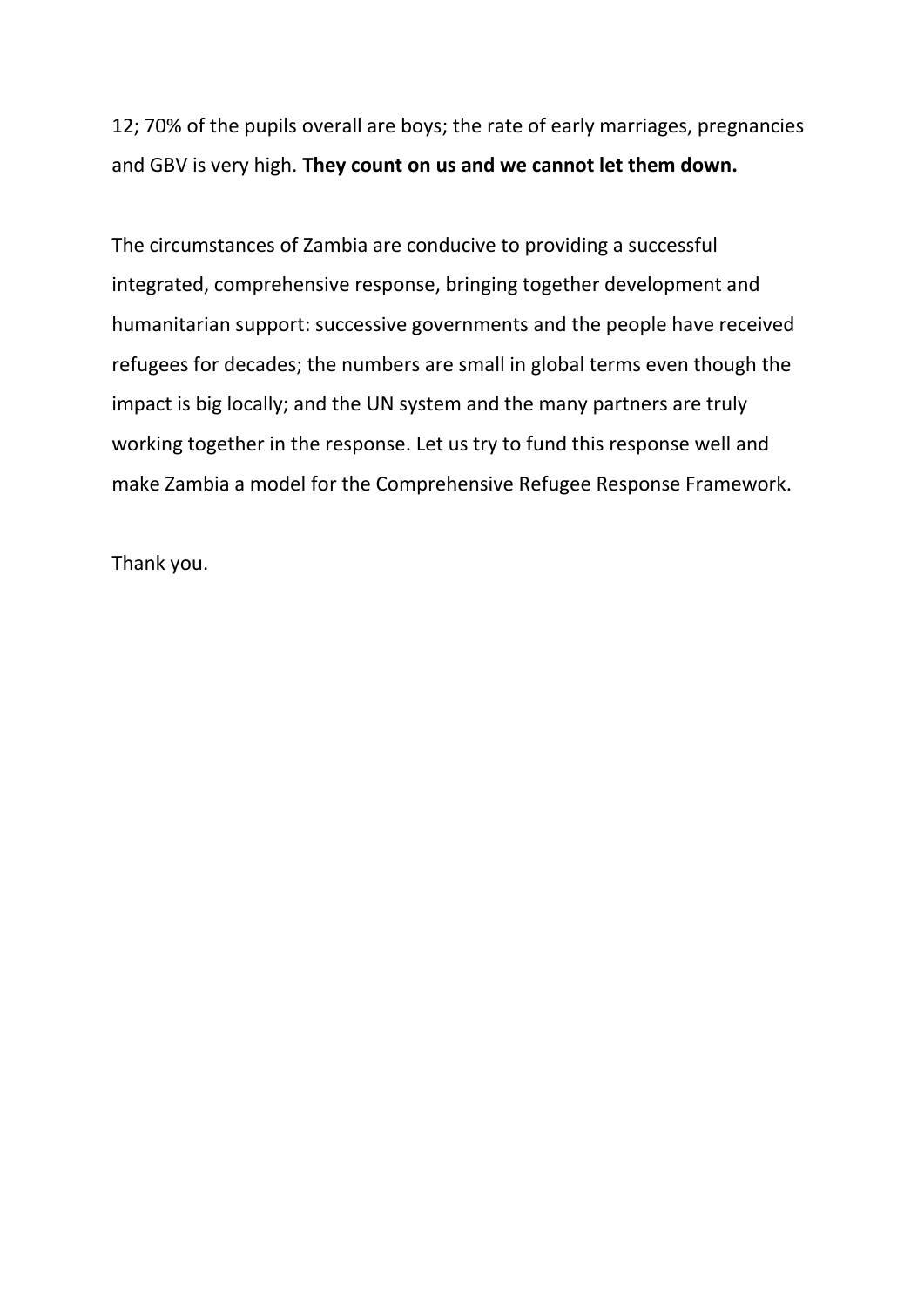12; 70% of the pupils overall are boys; the rate of early marriages, pregnancies and GBV is very high. **They count on us and we cannot let them down.**

The circumstances of Zambia are conducive to providing a successful integrated, comprehensive response, bringing together development and humanitarian support: successive governments and the people have received refugees for decades; the numbers are small in global terms even though the impact is big locally; and the UN system and the many partners are truly working together in the response. Let us try to fund this response well and make Zambia a model for the Comprehensive Refugee Response Framework.

Thank you.